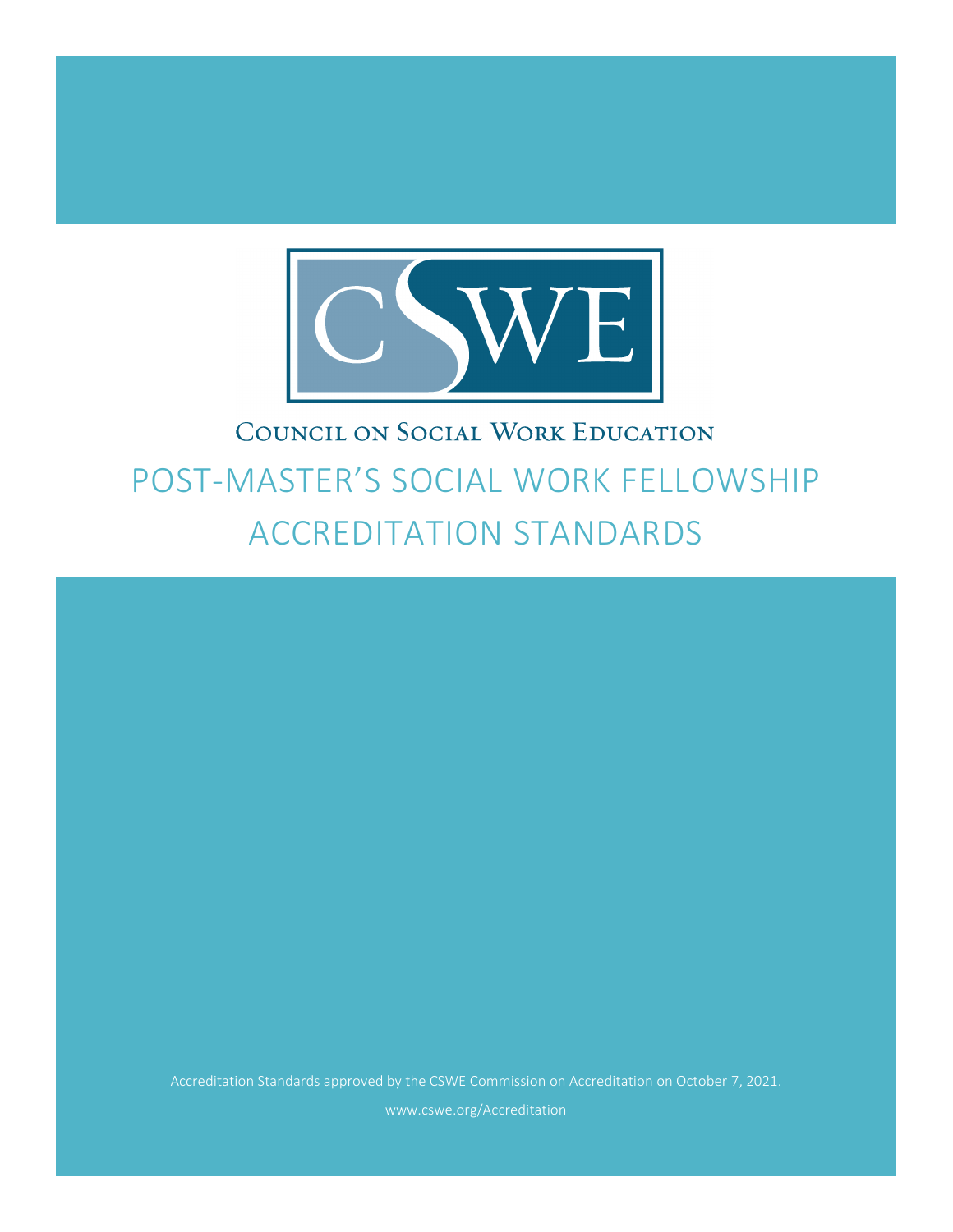CSWE

Council on Social Work Education

# POST-MASTER'S SOCIAL WORK FELLOWSHIP ACCREDITATION STANDARDS

Accreditation Standards approved by the CSWE Commission on Accreditation on October 7, 2021.

www.cswe.org/Accreditation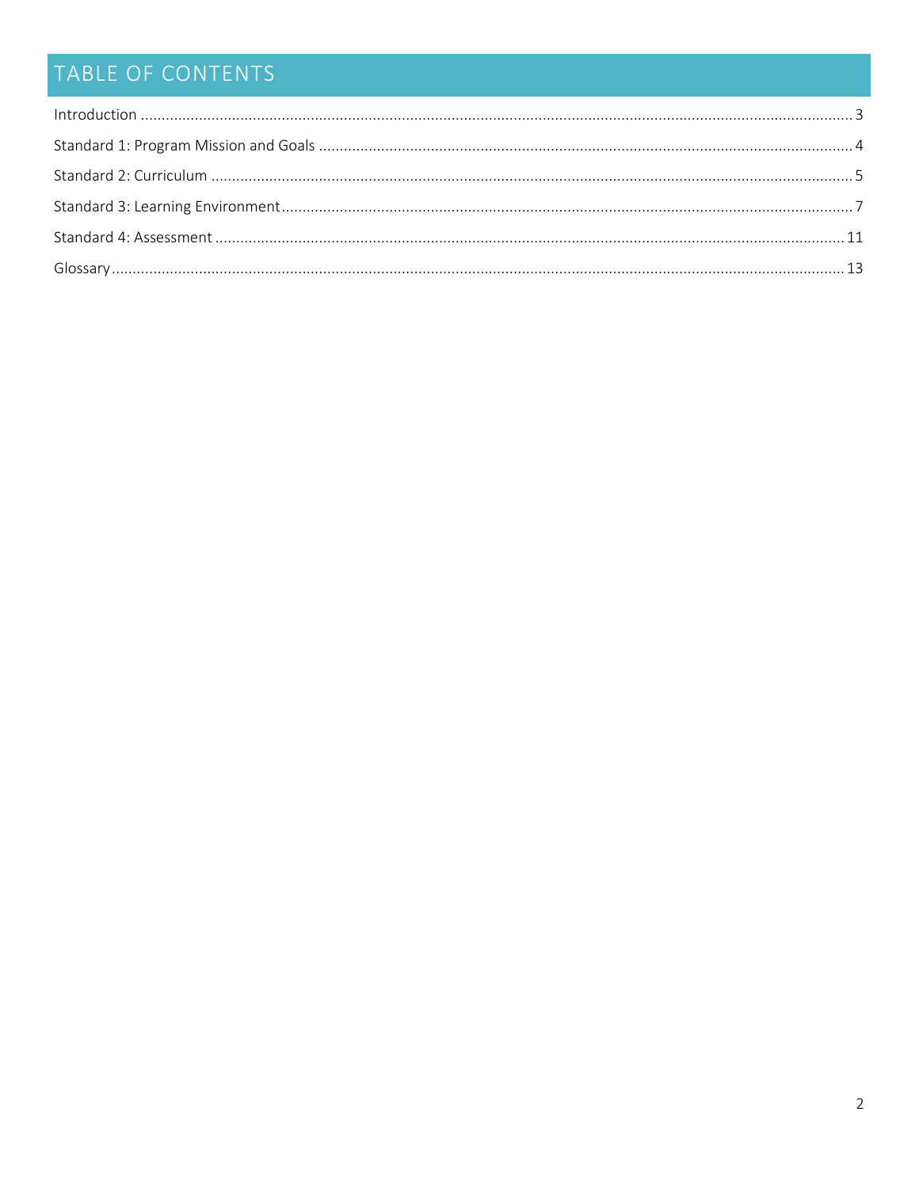# TABLE OF CONTENTS

Introduction ........................................................................................................................................................... 3

Standard 1: Program Mission and Goals ................................................................................................................ 4

Standard 2: Curriculum ........................................................................................................................................... 5

Standard 3: Learning Environment .......................................................................................................................... 7

Standard 4: Assessment ......................................................................................................................................... 11

Glossary .................................................................................................................................................................. 13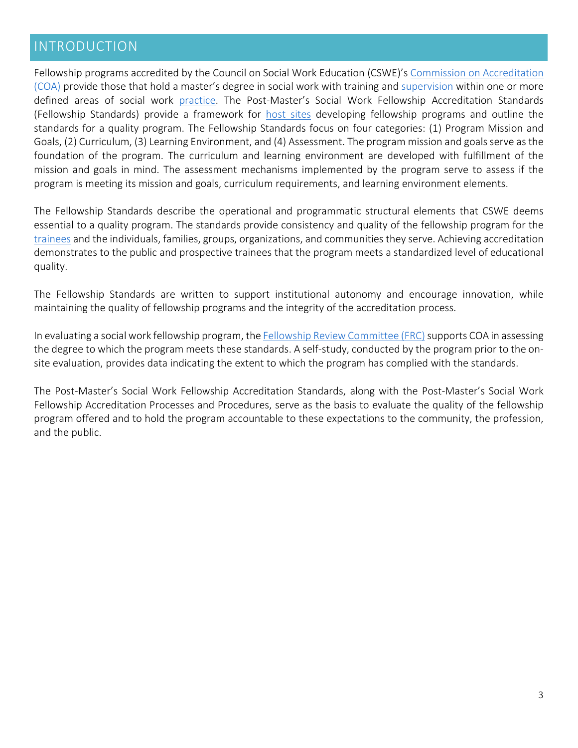# INTRODUCTION

Fellowship programs accredited by the Council on Social Work Education (CSWE)'s Commission on Accreditation (COA) provide those that hold a master's degree in social work with training and supervision within one or more defined areas of social work practice. The Post-Master's Social Work Fellowship Accreditation Standards (Fellowship Standards) provide a framework for host sites developing fellowship programs and outline the standards for a quality program. The Fellowship Standards focus on four categories: (1) Program Mission and Goals, (2) Curriculum, (3) Learning Environment, and (4) Assessment. The program mission and goals serve as the foundation of the program. The curriculum and learning environment are developed with fulfillment of the mission and goals in mind. The assessment mechanisms implemented by the program serve to assess if the program is meeting its mission and goals, curriculum requirements, and learning environment elements.

The Fellowship Standards describe the operational and programmatic structural elements that CSWE deems essential to a quality program. The standards provide consistency and quality of the fellowship program for the trainees and the individuals, families, groups, organizations, and communities they serve. Achieving accreditation demonstrates to the public and prospective trainees that the program meets a standardized level of educational quality.

The Fellowship Standards are written to support institutional autonomy and encourage innovation, while maintaining the quality of fellowship programs and the integrity of the accreditation process.

In evaluating a social work fellowship program, the Fellowship Review Committee (FRC) supports COA in assessing the degree to which the program meets these standards. A self-study, conducted by the program prior to the on-site evaluation, provides data indicating the extent to which the program has complied with the standards.

The Post-Master's Social Work Fellowship Accreditation Standards, along with the Post-Master's Social Work Fellowship Accreditation Processes and Procedures, serve as the basis to evaluate the quality of the fellowship program offered and to hold the program accountable to these expectations to the community, the profession, and the public.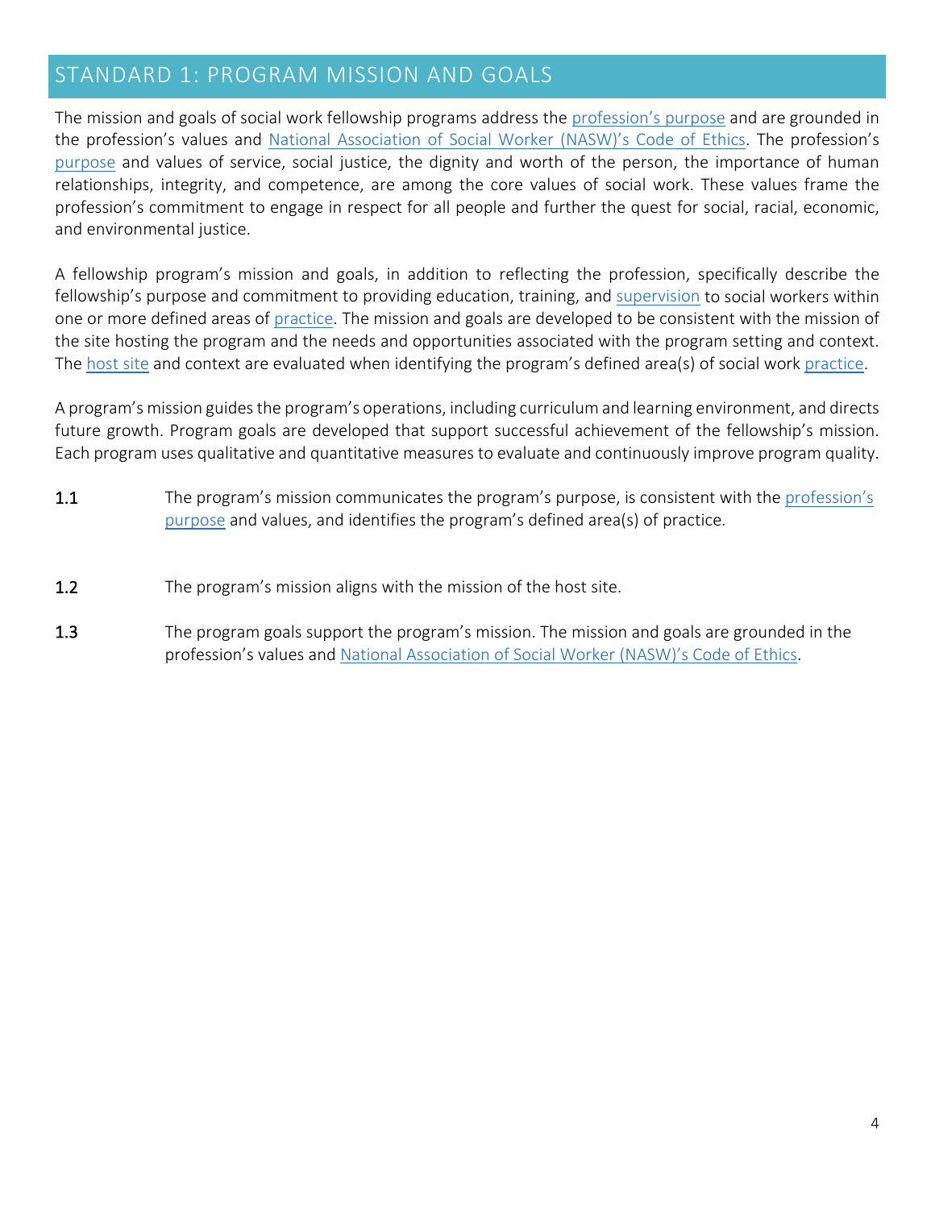## STANDARD 1: PROGRAM MISSION AND GOALS

The mission and goals of social work fellowship programs address the profession's purpose and are grounded in the profession's values and National Association of Social Worker (NASW)'s Code of Ethics. The profession's purpose and values of service, social justice, the dignity and worth of the person, the importance of human relationships, integrity, and competence, are among the core values of social work. These values frame the profession's commitment to engage in respect for all people and further the quest for social, racial, economic, and environmental justice.

A fellowship program's mission and goals, in addition to reflecting the profession, specifically describe the fellowship's purpose and commitment to providing education, training, and supervision to social workers within one or more defined areas of practice. The mission and goals are developed to be consistent with the mission of the site hosting the program and the needs and opportunities associated with the program setting and context. The host site and context are evaluated when identifying the program's defined area(s) of social work practice.

A program's mission guides the program's operations, including curriculum and learning environment, and directs future growth. Program goals are developed that support successful achievement of the fellowship's mission. Each program uses qualitative and quantitative measures to evaluate and continuously improve program quality.

**1.1** The program's mission communicates the program's purpose, is consistent with the profession's purpose and values, and identifies the program's defined area(s) of practice.

**1.2** The program's mission aligns with the mission of the host site.

**1.3** The program goals support the program's mission. The mission and goals are grounded in the profession's values and National Association of Social Worker (NASW)'s Code of Ethics.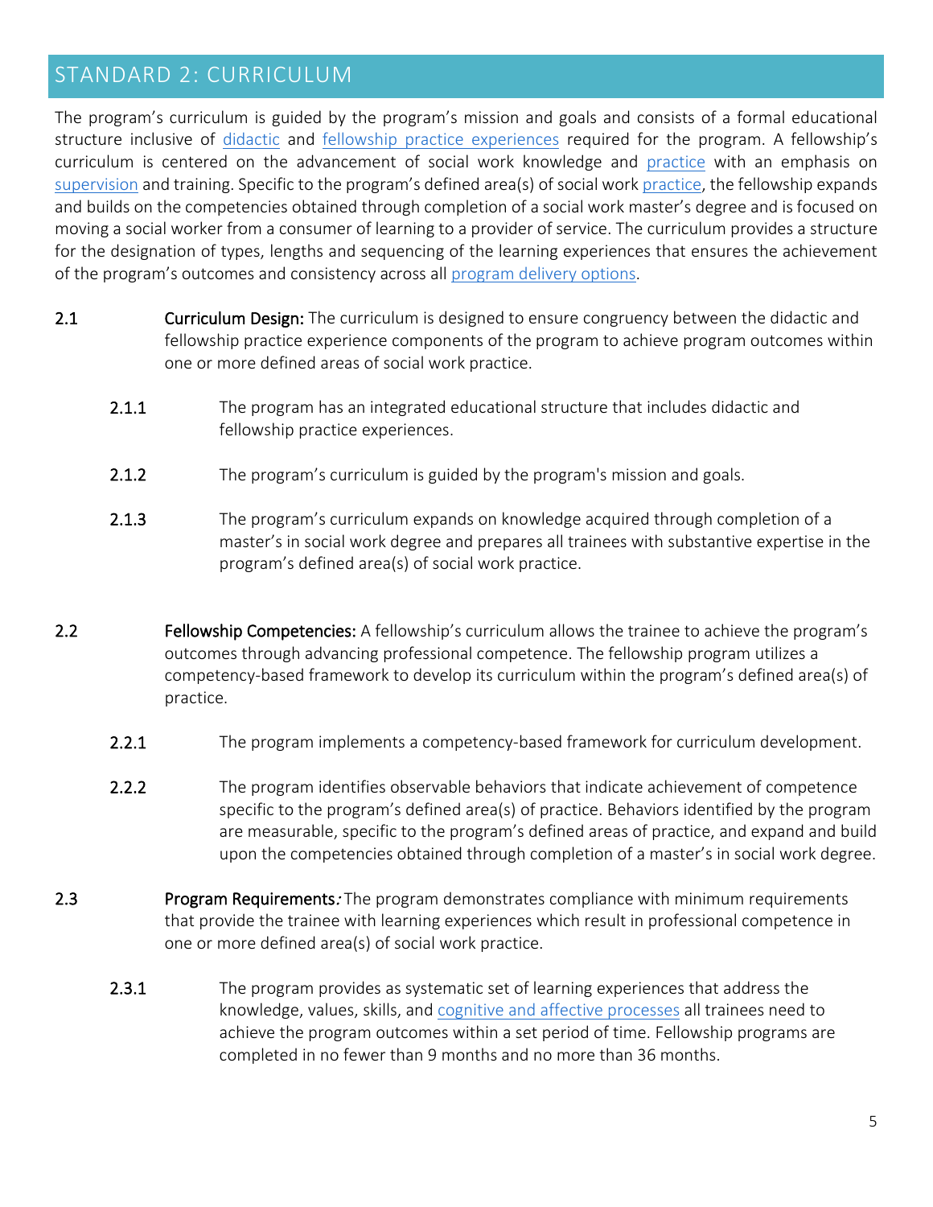## STANDARD 2: CURRICULUM

The program's curriculum is guided by the program's mission and goals and consists of a formal educational structure inclusive of didactic and fellowship practice experiences required for the program. A fellowship's curriculum is centered on the advancement of social work knowledge and practice with an emphasis on supervision and training. Specific to the program's defined area(s) of social work practice, the fellowship expands and builds on the competencies obtained through completion of a social work master's degree and is focused on moving a social worker from a consumer of learning to a provider of service. The curriculum provides a structure for the designation of types, lengths and sequencing of the learning experiences that ensures the achievement of the program's outcomes and consistency across all program delivery options.

**2.1 Curriculum Design:** The curriculum is designed to ensure congruency between the didactic and fellowship practice experience components of the program to achieve program outcomes within one or more defined areas of social work practice.

- **2.1.1** The program has an integrated educational structure that includes didactic and fellowship practice experiences.
- **2.1.2** The program's curriculum is guided by the program's mission and goals.
- **2.1.3** The program's curriculum expands on knowledge acquired through completion of a master's in social work degree and prepares all trainees with substantive expertise in the program's defined area(s) of social work practice.

**2.2 Fellowship Competencies:** A fellowship's curriculum allows the trainee to achieve the program's outcomes through advancing professional competence. The fellowship program utilizes a competency-based framework to develop its curriculum within the program's defined area(s) of practice.

- **2.2.1** The program implements a competency-based framework for curriculum development.
- **2.2.2** The program identifies observable behaviors that indicate achievement of competence specific to the program's defined area(s) of practice. Behaviors identified by the program are measurable, specific to the program's defined areas of practice, and expand and build upon the competencies obtained through completion of a master's in social work degree.

**2.3 Program Requirements***:* The program demonstrates compliance with minimum requirements that provide the trainee with learning experiences which result in professional competence in one or more defined area(s) of social work practice.

- **2.3.1** The program provides as systematic set of learning experiences that address the knowledge, values, skills, and cognitive and affective processes all trainees need to achieve the program outcomes within a set period of time. Fellowship programs are completed in no fewer than 9 months and no more than 36 months.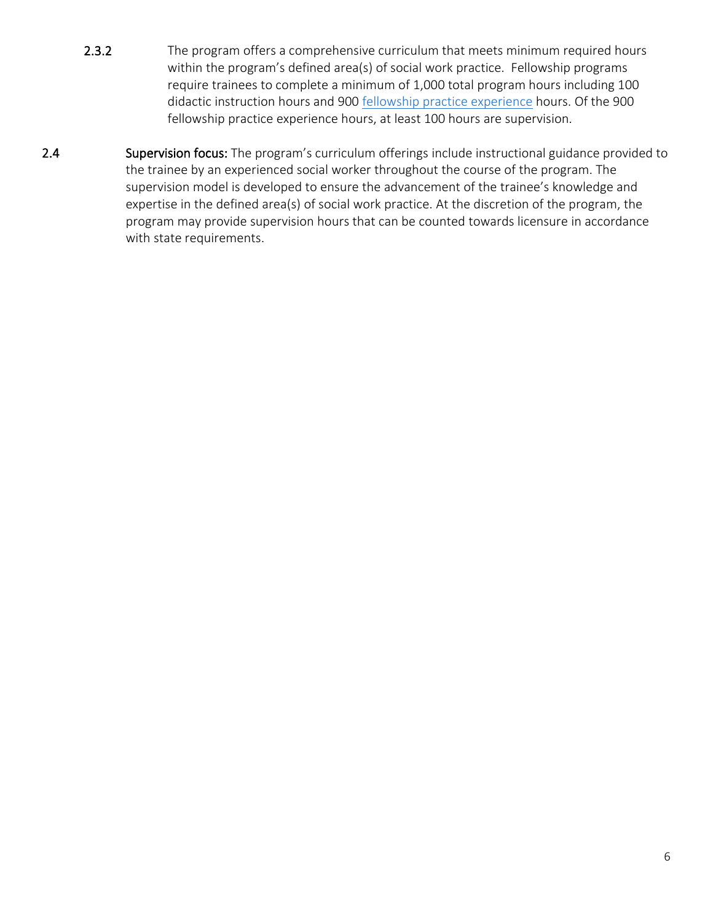**2.3.2** The program offers a comprehensive curriculum that meets minimum required hours within the program's defined area(s) of social work practice. Fellowship programs require trainees to complete a minimum of 1,000 total program hours including 100 didactic instruction hours and 900 fellowship practice experience hours. Of the 900 fellowship practice experience hours, at least 100 hours are supervision.

**2.4** **Supervision focus:** The program's curriculum offerings include instructional guidance provided to the trainee by an experienced social worker throughout the course of the program. The supervision model is developed to ensure the advancement of the trainee's knowledge and expertise in the defined area(s) of social work practice. At the discretion of the program, the program may provide supervision hours that can be counted towards licensure in accordance with state requirements.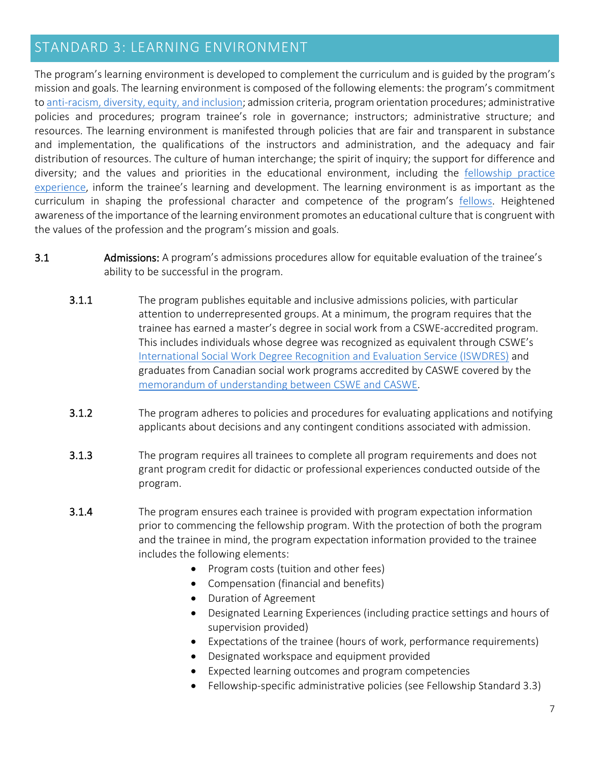## STANDARD 3: LEARNING ENVIRONMENT

The program's learning environment is developed to complement the curriculum and is guided by the program's mission and goals. The learning environment is composed of the following elements: the program's commitment to anti-racism, diversity, equity, and inclusion; admission criteria, program orientation procedures; administrative policies and procedures; program trainee's role in governance; instructors; administrative structure; and resources. The learning environment is manifested through policies that are fair and transparent in substance and implementation, the qualifications of the instructors and administration, and the adequacy and fair distribution of resources. The culture of human interchange; the spirit of inquiry; the support for difference and diversity; and the values and priorities in the educational environment, including the fellowship practice experience, inform the trainee's learning and development. The learning environment is as important as the curriculum in shaping the professional character and competence of the program's fellows. Heightened awareness of the importance of the learning environment promotes an educational culture that is congruent with the values of the profession and the program's mission and goals.

**3.1** **Admissions:** A program's admissions procedures allow for equitable evaluation of the trainee's ability to be successful in the program.

**3.1.1** The program publishes equitable and inclusive admissions policies, with particular attention to underrepresented groups. At a minimum, the program requires that the trainee has earned a master's degree in social work from a CSWE-accredited program. This includes individuals whose degree was recognized as equivalent through CSWE's International Social Work Degree Recognition and Evaluation Service (ISWDRES) and graduates from Canadian social work programs accredited by CASWE covered by the memorandum of understanding between CSWE and CASWE.

**3.1.2** The program adheres to policies and procedures for evaluating applications and notifying applicants about decisions and any contingent conditions associated with admission.

**3.1.3** The program requires all trainees to complete all program requirements and does not grant program credit for didactic or professional experiences conducted outside of the program.

**3.1.4** The program ensures each trainee is provided with program expectation information prior to commencing the fellowship program. With the protection of both the program and the trainee in mind, the program expectation information provided to the trainee includes the following elements:

- Program costs (tuition and other fees)
- Compensation (financial and benefits)
- Duration of Agreement
- Designated Learning Experiences (including practice settings and hours of supervision provided)
- Expectations of the trainee (hours of work, performance requirements)
- Designated workspace and equipment provided
- Expected learning outcomes and program competencies
- Fellowship-specific administrative policies (see Fellowship Standard 3.3)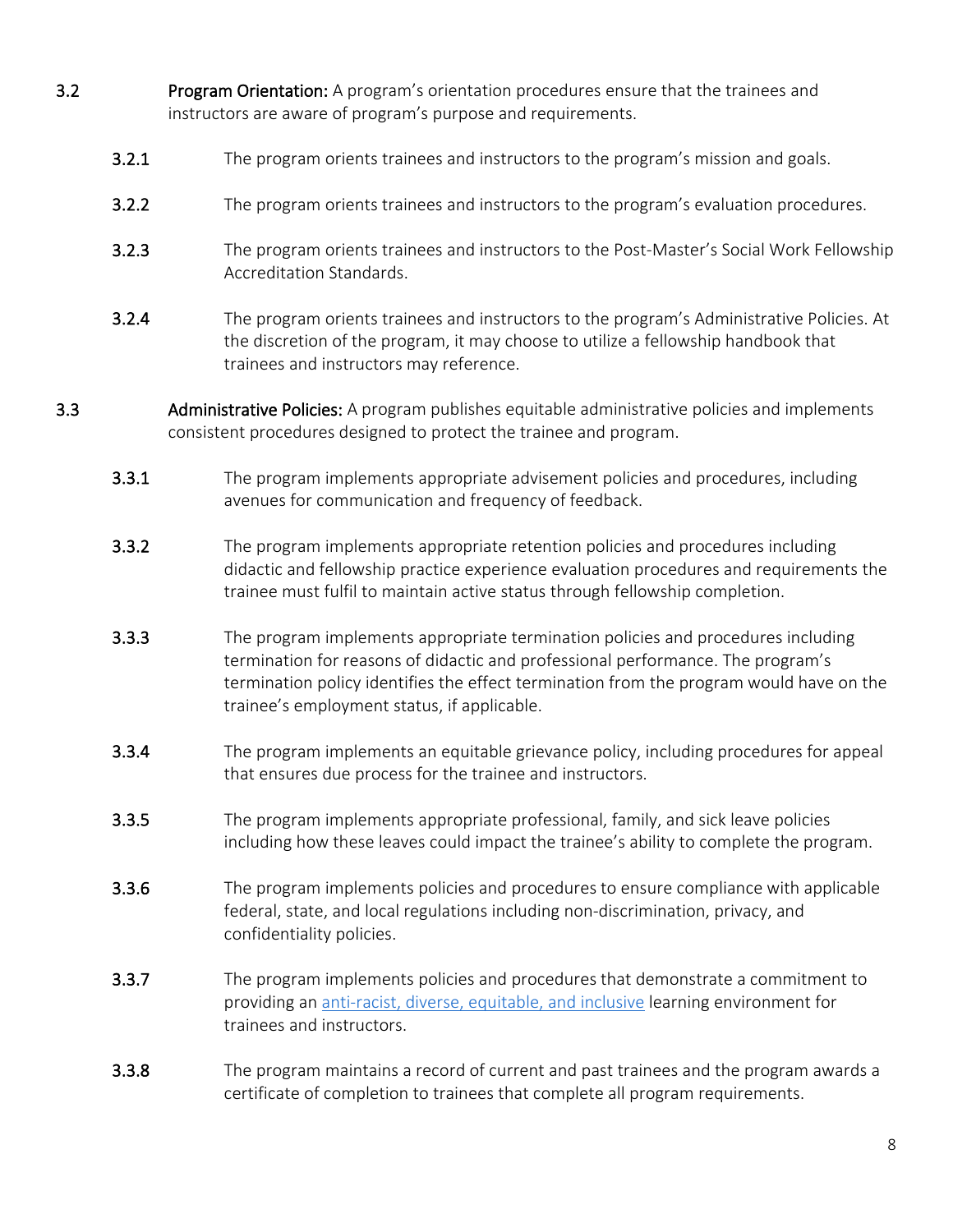**3.2 Program Orientation:** A program's orientation procedures ensure that the trainees and instructors are aware of program's purpose and requirements.

- **3.2.1** The program orients trainees and instructors to the program's mission and goals.
- **3.2.2** The program orients trainees and instructors to the program's evaluation procedures.
- **3.2.3** The program orients trainees and instructors to the Post-Master's Social Work Fellowship Accreditation Standards.
- **3.2.4** The program orients trainees and instructors to the program's Administrative Policies. At the discretion of the program, it may choose to utilize a fellowship handbook that trainees and instructors may reference.

**3.3 Administrative Policies:** A program publishes equitable administrative policies and implements consistent procedures designed to protect the trainee and program.

- **3.3.1** The program implements appropriate advisement policies and procedures, including avenues for communication and frequency of feedback.
- **3.3.2** The program implements appropriate retention policies and procedures including didactic and fellowship practice experience evaluation procedures and requirements the trainee must fulfil to maintain active status through fellowship completion.
- **3.3.3** The program implements appropriate termination policies and procedures including termination for reasons of didactic and professional performance. The program's termination policy identifies the effect termination from the program would have on the trainee's employment status, if applicable.
- **3.3.4** The program implements an equitable grievance policy, including procedures for appeal that ensures due process for the trainee and instructors.
- **3.3.5** The program implements appropriate professional, family, and sick leave policies including how these leaves could impact the trainee's ability to complete the program.
- **3.3.6** The program implements policies and procedures to ensure compliance with applicable federal, state, and local regulations including non-discrimination, privacy, and confidentiality policies.
- **3.3.7** The program implements policies and procedures that demonstrate a commitment to providing an anti-racist, diverse, equitable, and inclusive learning environment for trainees and instructors.
- **3.3.8** The program maintains a record of current and past trainees and the program awards a certificate of completion to trainees that complete all program requirements.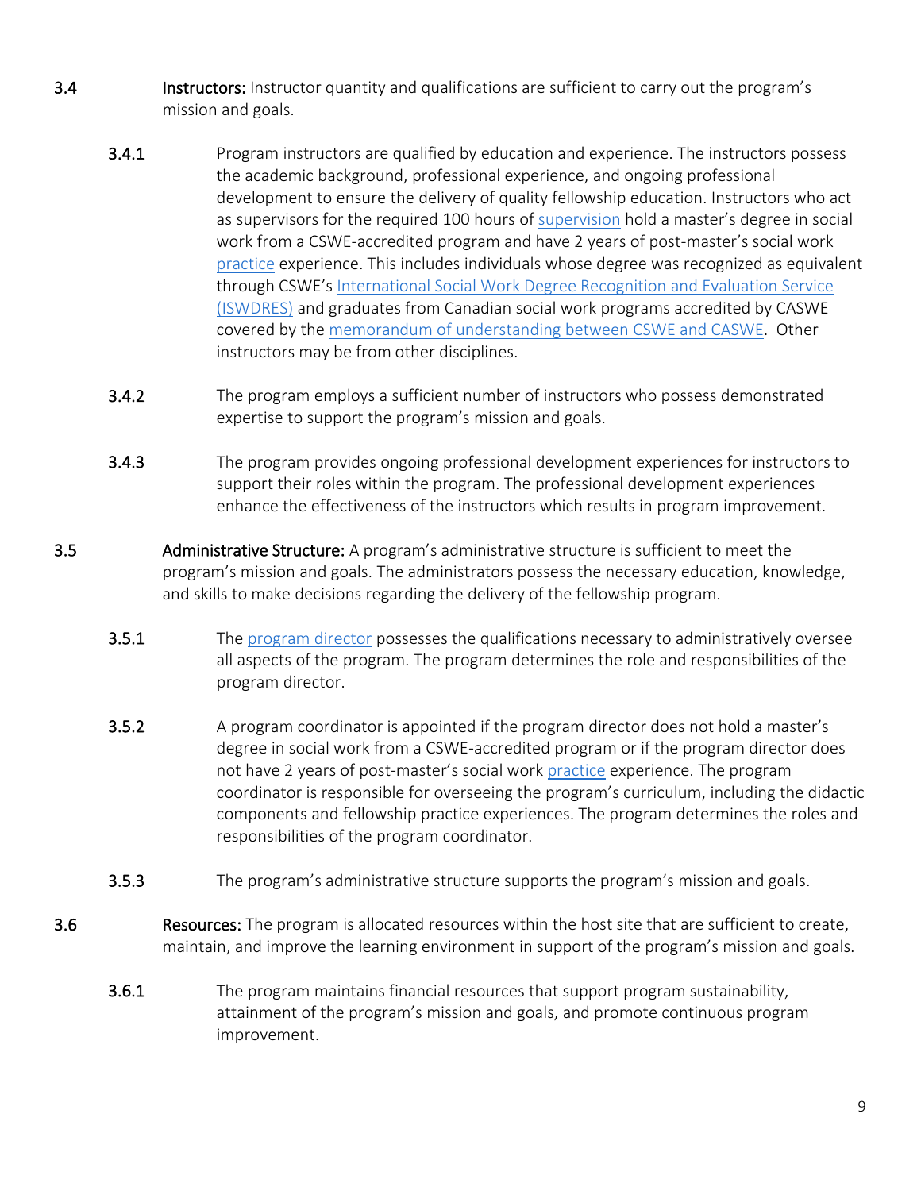3.4 **Instructors:** Instructor quantity and qualifications are sufficient to carry out the program's mission and goals.

3.4.1 Program instructors are qualified by education and experience. The instructors possess the academic background, professional experience, and ongoing professional development to ensure the delivery of quality fellowship education. Instructors who act as supervisors for the required 100 hours of supervision hold a master's degree in social work from a CSWE-accredited program and have 2 years of post-master's social work practice experience. This includes individuals whose degree was recognized as equivalent through CSWE's International Social Work Degree Recognition and Evaluation Service (ISWDRES) and graduates from Canadian social work programs accredited by CASWE covered by the memorandum of understanding between CSWE and CASWE. Other instructors may be from other disciplines.

3.4.2 The program employs a sufficient number of instructors who possess demonstrated expertise to support the program's mission and goals.

3.4.3 The program provides ongoing professional development experiences for instructors to support their roles within the program. The professional development experiences enhance the effectiveness of the instructors which results in program improvement.

3.5 **Administrative Structure:** A program's administrative structure is sufficient to meet the program's mission and goals. The administrators possess the necessary education, knowledge, and skills to make decisions regarding the delivery of the fellowship program.

3.5.1 The program director possesses the qualifications necessary to administratively oversee all aspects of the program. The program determines the role and responsibilities of the program director.

3.5.2 A program coordinator is appointed if the program director does not hold a master's degree in social work from a CSWE-accredited program or if the program director does not have 2 years of post-master's social work practice experience. The program coordinator is responsible for overseeing the program's curriculum, including the didactic components and fellowship practice experiences. The program determines the roles and responsibilities of the program coordinator.

3.5.3 The program's administrative structure supports the program's mission and goals.

3.6 **Resources:** The program is allocated resources within the host site that are sufficient to create, maintain, and improve the learning environment in support of the program's mission and goals.

3.6.1 The program maintains financial resources that support program sustainability, attainment of the program's mission and goals, and promote continuous program improvement.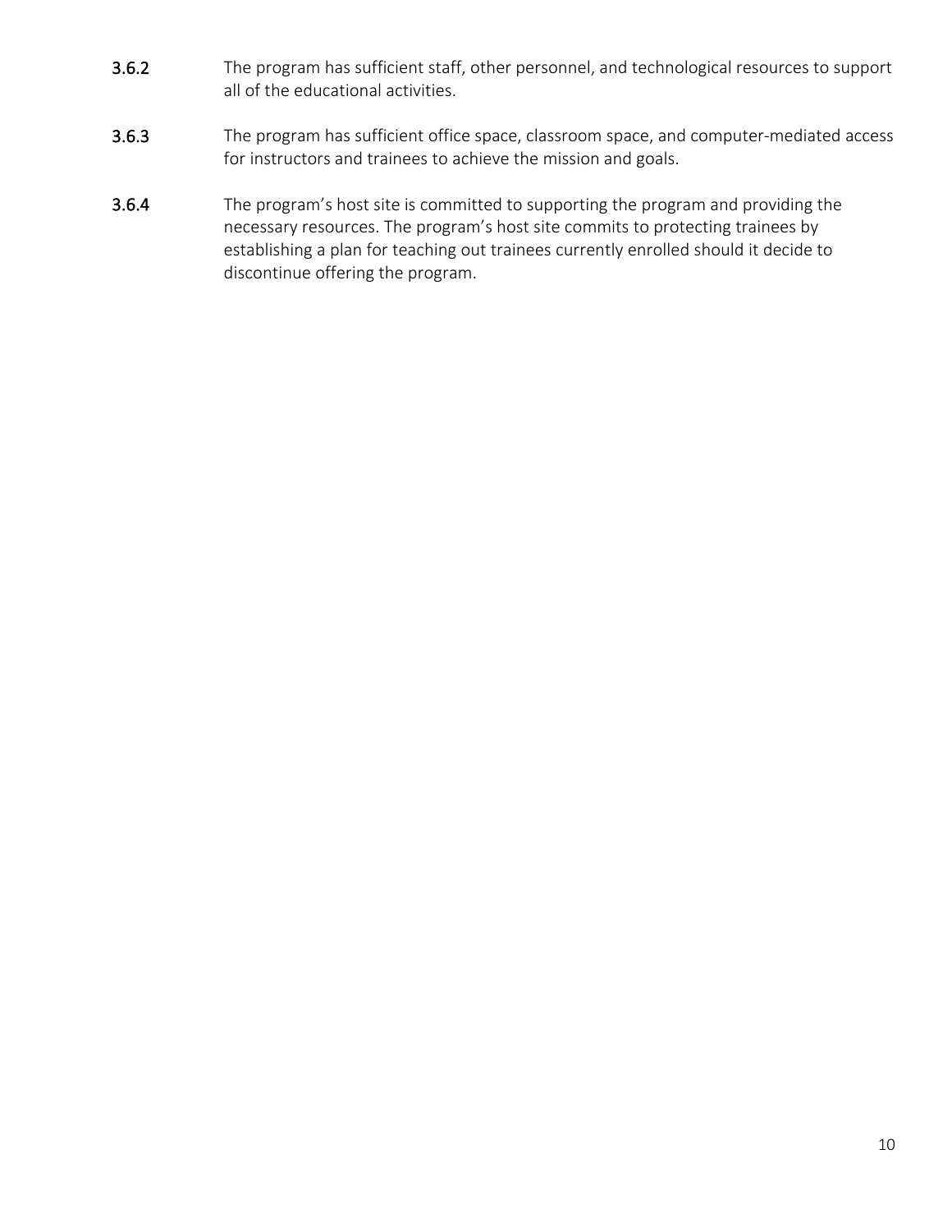**3.6.2** The program has sufficient staff, other personnel, and technological resources to support all of the educational activities.

**3.6.3** The program has sufficient office space, classroom space, and computer-mediated access for instructors and trainees to achieve the mission and goals.

**3.6.4** The program's host site is committed to supporting the program and providing the necessary resources. The program's host site commits to protecting trainees by establishing a plan for teaching out trainees currently enrolled should it decide to discontinue offering the program.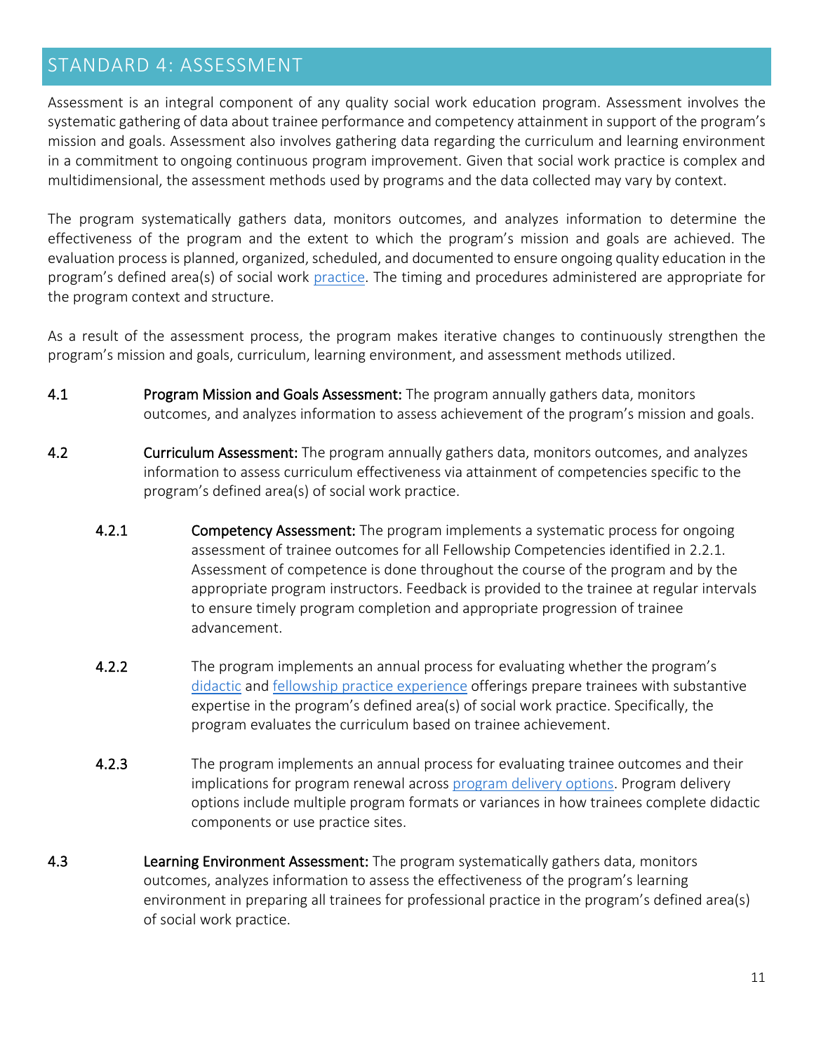## STANDARD 4: ASSESSMENT

Assessment is an integral component of any quality social work education program. Assessment involves the systematic gathering of data about trainee performance and competency attainment in support of the program's mission and goals. Assessment also involves gathering data regarding the curriculum and learning environment in a commitment to ongoing continuous program improvement. Given that social work practice is complex and multidimensional, the assessment methods used by programs and the data collected may vary by context.

The program systematically gathers data, monitors outcomes, and analyzes information to determine the effectiveness of the program and the extent to which the program's mission and goals are achieved. The evaluation process is planned, organized, scheduled, and documented to ensure ongoing quality education in the program's defined area(s) of social work practice. The timing and procedures administered are appropriate for the program context and structure.

As a result of the assessment process, the program makes iterative changes to continuously strengthen the program's mission and goals, curriculum, learning environment, and assessment methods utilized.

**4.1** **Program Mission and Goals Assessment:** The program annually gathers data, monitors outcomes, and analyzes information to assess achievement of the program's mission and goals.

**4.2** **Curriculum Assessment:** The program annually gathers data, monitors outcomes, and analyzes information to assess curriculum effectiveness via attainment of competencies specific to the program's defined area(s) of social work practice.

- **4.2.1** **Competency Assessment:** The program implements a systematic process for ongoing assessment of trainee outcomes for all Fellowship Competencies identified in 2.2.1. Assessment of competence is done throughout the course of the program and by the appropriate program instructors. Feedback is provided to the trainee at regular intervals to ensure timely program completion and appropriate progression of trainee advancement.

- **4.2.2** The program implements an annual process for evaluating whether the program's didactic and fellowship practice experience offerings prepare trainees with substantive expertise in the program's defined area(s) of social work practice. Specifically, the program evaluates the curriculum based on trainee achievement.

- **4.2.3** The program implements an annual process for evaluating trainee outcomes and their implications for program renewal across program delivery options. Program delivery options include multiple program formats or variances in how trainees complete didactic components or use practice sites.

**4.3** **Learning Environment Assessment:** The program systematically gathers data, monitors outcomes, analyzes information to assess the effectiveness of the program's learning environment in preparing all trainees for professional practice in the program's defined area(s) of social work practice.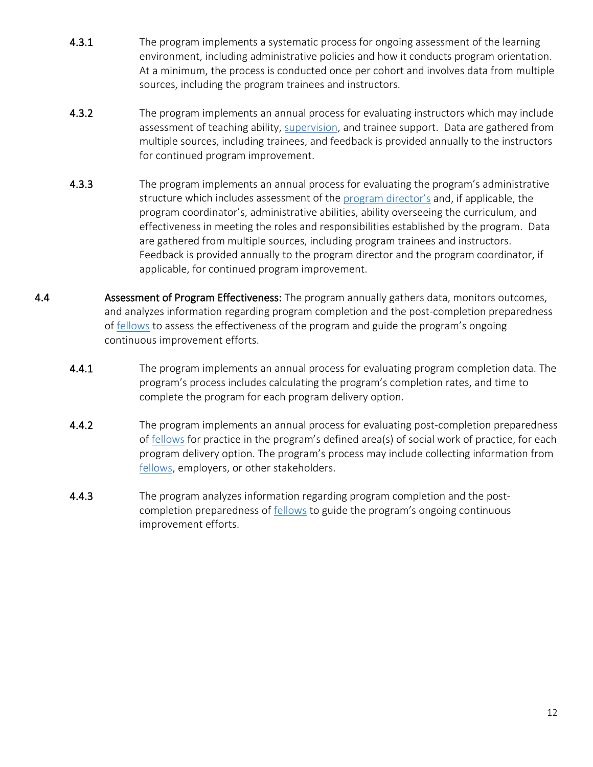**4.3.1** The program implements a systematic process for ongoing assessment of the learning environment, including administrative policies and how it conducts program orientation. At a minimum, the process is conducted once per cohort and involves data from multiple sources, including the program trainees and instructors.

**4.3.2** The program implements an annual process for evaluating instructors which may include assessment of teaching ability, supervision, and trainee support. Data are gathered from multiple sources, including trainees, and feedback is provided annually to the instructors for continued program improvement.

**4.3.3** The program implements an annual process for evaluating the program's administrative structure which includes assessment of the program director's and, if applicable, the program coordinator's, administrative abilities, ability overseeing the curriculum, and effectiveness in meeting the roles and responsibilities established by the program. Data are gathered from multiple sources, including program trainees and instructors. Feedback is provided annually to the program director and the program coordinator, if applicable, for continued program improvement.

**4.4** **Assessment of Program Effectiveness:** The program annually gathers data, monitors outcomes, and analyzes information regarding program completion and the post-completion preparedness of fellows to assess the effectiveness of the program and guide the program's ongoing continuous improvement efforts.

**4.4.1** The program implements an annual process for evaluating program completion data. The program's process includes calculating the program's completion rates, and time to complete the program for each program delivery option.

**4.4.2** The program implements an annual process for evaluating post-completion preparedness of fellows for practice in the program's defined area(s) of social work of practice, for each program delivery option. The program's process may include collecting information from fellows, employers, or other stakeholders.

**4.4.3** The program analyzes information regarding program completion and the post-completion preparedness of fellows to guide the program's ongoing continuous improvement efforts.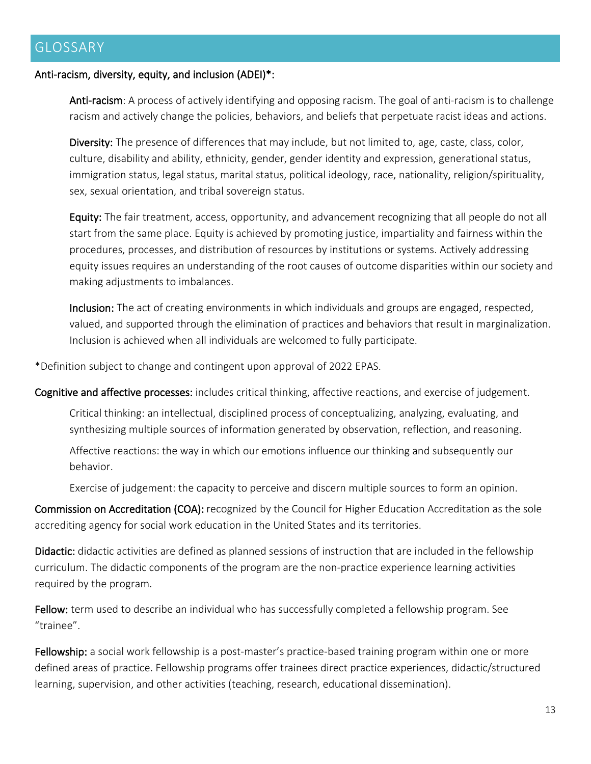## GLOSSARY

**Anti-racism, diversity, equity, and inclusion (ADEI)*:**

> **Anti-racism**: A process of actively identifying and opposing racism. The goal of anti-racism is to challenge racism and actively change the policies, behaviors, and beliefs that perpetuate racist ideas and actions.
>
> **Diversity:** The presence of differences that may include, but not limited to, age, caste, class, color, culture, disability and ability, ethnicity, gender, gender identity and expression, generational status, immigration status, legal status, marital status, political ideology, race, nationality, religion/spirituality, sex, sexual orientation, and tribal sovereign status.
>
> **Equity:** The fair treatment, access, opportunity, and advancement recognizing that all people do not all start from the same place. Equity is achieved by promoting justice, impartiality and fairness within the procedures, processes, and distribution of resources by institutions or systems. Actively addressing equity issues requires an understanding of the root causes of outcome disparities within our society and making adjustments to imbalances.
>
> **Inclusion:** The act of creating environments in which individuals and groups are engaged, respected, valued, and supported through the elimination of practices and behaviors that result in marginalization. Inclusion is achieved when all individuals are welcomed to fully participate.

*Definition subject to change and contingent upon approval of 2022 EPAS.

**Cognitive and affective processes:** includes critical thinking, affective reactions, and exercise of judgement.

> Critical thinking: an intellectual, disciplined process of conceptualizing, analyzing, evaluating, and synthesizing multiple sources of information generated by observation, reflection, and reasoning.
>
> Affective reactions: the way in which our emotions influence our thinking and subsequently our behavior.
>
> Exercise of judgement: the capacity to perceive and discern multiple sources to form an opinion.

**Commission on Accreditation (COA):** recognized by the Council for Higher Education Accreditation as the sole accrediting agency for social work education in the United States and its territories.

**Didactic:** didactic activities are defined as planned sessions of instruction that are included in the fellowship curriculum. The didactic components of the program are the non-practice experience learning activities required by the program.

**Fellow:** term used to describe an individual who has successfully completed a fellowship program. See "trainee".

**Fellowship:** a social work fellowship is a post-master's practice-based training program within one or more defined areas of practice. Fellowship programs offer trainees direct practice experiences, didactic/structured learning, supervision, and other activities (teaching, research, educational dissemination).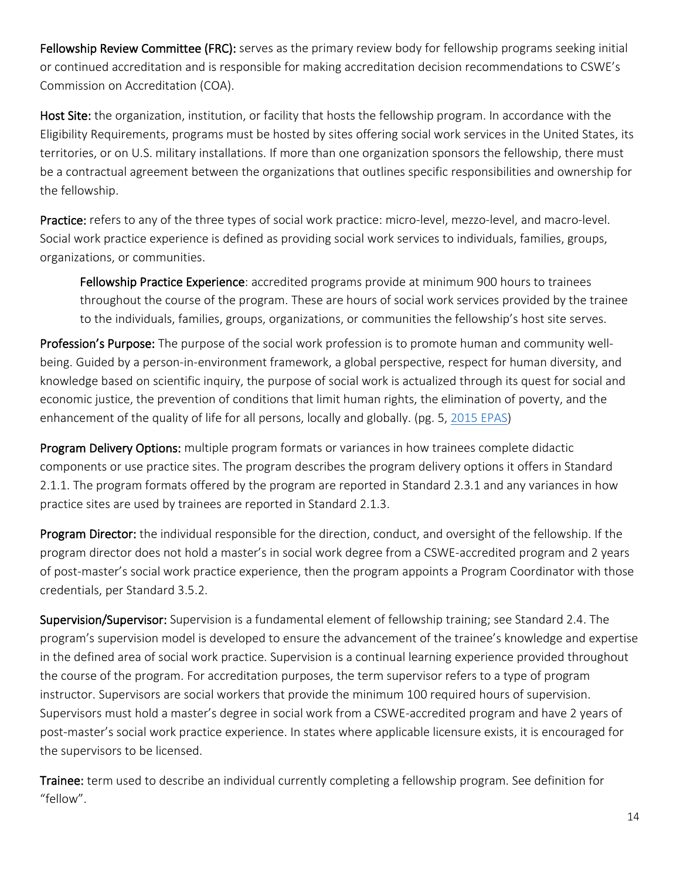**Fellowship Review Committee (FRC):** serves as the primary review body for fellowship programs seeking initial or continued accreditation and is responsible for making accreditation decision recommendations to CSWE's Commission on Accreditation (COA).

**Host Site:** the organization, institution, or facility that hosts the fellowship program. In accordance with the Eligibility Requirements, programs must be hosted by sites offering social work services in the United States, its territories, or on U.S. military installations. If more than one organization sponsors the fellowship, there must be a contractual agreement between the organizations that outlines specific responsibilities and ownership for the fellowship.

**Practice:** refers to any of the three types of social work practice: micro-level, mezzo-level, and macro-level. Social work practice experience is defined as providing social work services to individuals, families, groups, organizations, or communities.

> **Fellowship Practice Experience**: accredited programs provide at minimum 900 hours to trainees throughout the course of the program. These are hours of social work services provided by the trainee to the individuals, families, groups, organizations, or communities the fellowship's host site serves.

**Profession's Purpose:** The purpose of the social work profession is to promote human and community well-being. Guided by a person-in-environment framework, a global perspective, respect for human diversity, and knowledge based on scientific inquiry, the purpose of social work is actualized through its quest for social and economic justice, the prevention of conditions that limit human rights, the elimination of poverty, and the enhancement of the quality of life for all persons, locally and globally. (pg. 5, [2015 EPAS])

**Program Delivery Options:** multiple program formats or variances in how trainees complete didactic components or use practice sites. The program describes the program delivery options it offers in Standard 2.1.1. The program formats offered by the program are reported in Standard 2.3.1 and any variances in how practice sites are used by trainees are reported in Standard 2.1.3.

**Program Director:** the individual responsible for the direction, conduct, and oversight of the fellowship. If the program director does not hold a master's in social work degree from a CSWE-accredited program and 2 years of post-master's social work practice experience, then the program appoints a Program Coordinator with those credentials, per Standard 3.5.2.

**Supervision/Supervisor:** Supervision is a fundamental element of fellowship training; see Standard 2.4. The program's supervision model is developed to ensure the advancement of the trainee's knowledge and expertise in the defined area of social work practice. Supervision is a continual learning experience provided throughout the course of the program. For accreditation purposes, the term supervisor refers to a type of program instructor. Supervisors are social workers that provide the minimum 100 required hours of supervision. Supervisors must hold a master's degree in social work from a CSWE-accredited program and have 2 years of post-master's social work practice experience. In states where applicable licensure exists, it is encouraged for the supervisors to be licensed.

**Trainee:** term used to describe an individual currently completing a fellowship program. See definition for "fellow".